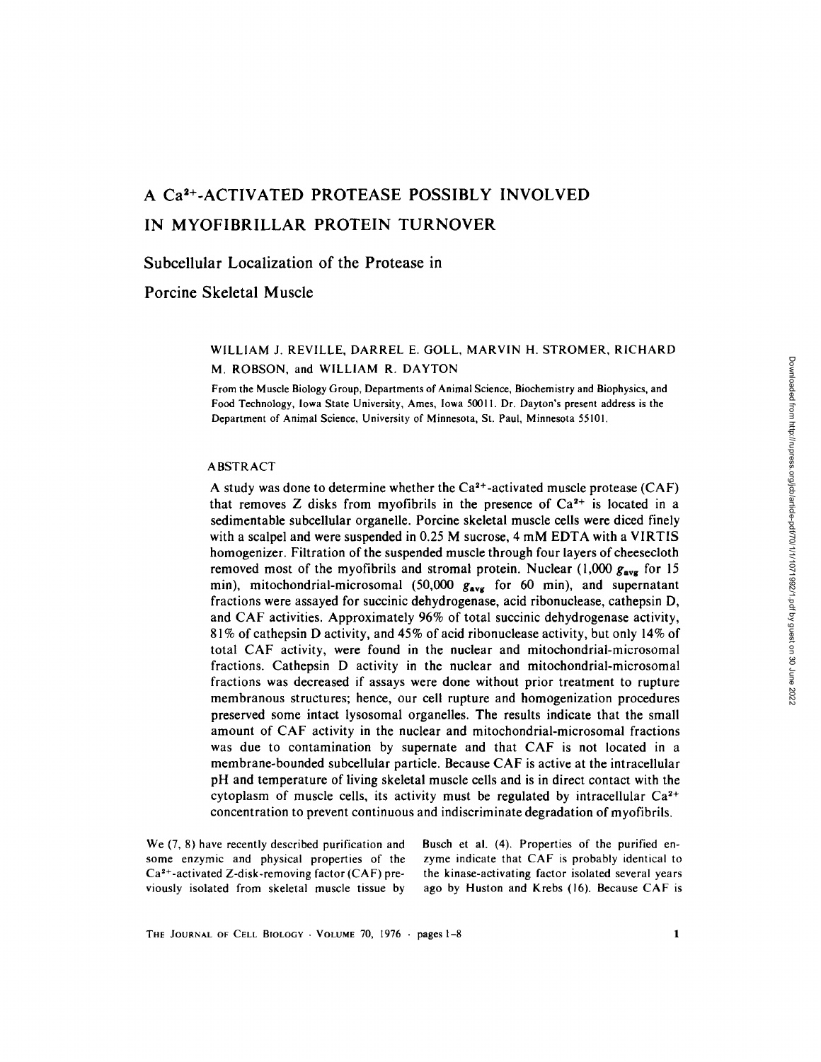# A $Ca^{2+}$-ACTIVATED PROTEASE POSSIBLY INVOLVED IN MYOFIBRILLAR PROTEIN TURNOVER

## Subcellular Localization of the Protease in Porcine Skeletal Muscle

WILLIAM J. REVILLE, DARREL E. GOLL, MARVIN H. STROMER, RICHARD M. ROBSON, and WILLIAM R. DAYTON

From the Muscle Biology Group, Departments of Animal Science, Biochemistry and Biophysics, and Food Technology, Iowa State University, Ames, Iowa 50011. Dr. Dayton's present address is the Department of Animal Science, University of Minnesota, St. Paul, Minnesota 55101.

### ABSTRACT

A study was done to determine whether the $Ca^{2+}$-activated muscle protease (CAF) that removes Z disks from myofibrils in the presence of $Ca^{2+}$ is located in a sedimentable subcellular organelle. Porcine skeletal muscle cells were diced finely with a scalpel and were suspended in 0.25 M sucrose, 4 mM EDTA with a VIRTIS homogenizer. Filtration of the suspended muscle through four layers of cheesecloth removed most of the myofibrils and stromal protein. Nuclear (1,000 $g_{avg}$ for 15 min), mitochondrial-microsomal (50,000 $g_{avg}$ for 60 min), and supernatant fractions were assayed for succinic dehydrogenase, acid ribonuclease, cathepsin D, and CAF activities. Approximately 96% of total succinic dehydrogenase activity, 81% of cathepsin D activity, and 45% of acid ribonuclease activity, but only 14% of total CAF activity, were found in the nuclear and mitochondrial-microsomal fractions. Cathepsin D activity in the nuclear and mitochondrial-microsomal fractions was decreased if assays were done without prior treatment to rupture membranous structures; hence, our cell rupture and homogenization procedures preserved some intact lysosomal organelles. The results indicate that the small amount of CAF activity in the nuclear and mitochondrial-microsomal fractions was due to contamination by supernate and that CAF is not located in a membrane-bounded subcellular particle. Because CAF is active at the intracellular pH and temperature of living skeletal muscle cells and is in direct contact with the cytoplasm of muscle cells, its activity must be regulated by intracellular $Ca^{2+}$ concentration to prevent continuous and indiscriminate degradation of myofibrils.

We (7, 8) have recently described purification and some enzymic and physical properties of the $Ca^{2+}$-activated Z-disk-removing factor (CAF) previously isolated from skeletal muscle tissue by Busch et al. (4). Properties of the purified enzyme indicate that CAF is probably identical to the kinase-activating factor isolated several years ago by Huston and Krebs (16). Because CAF is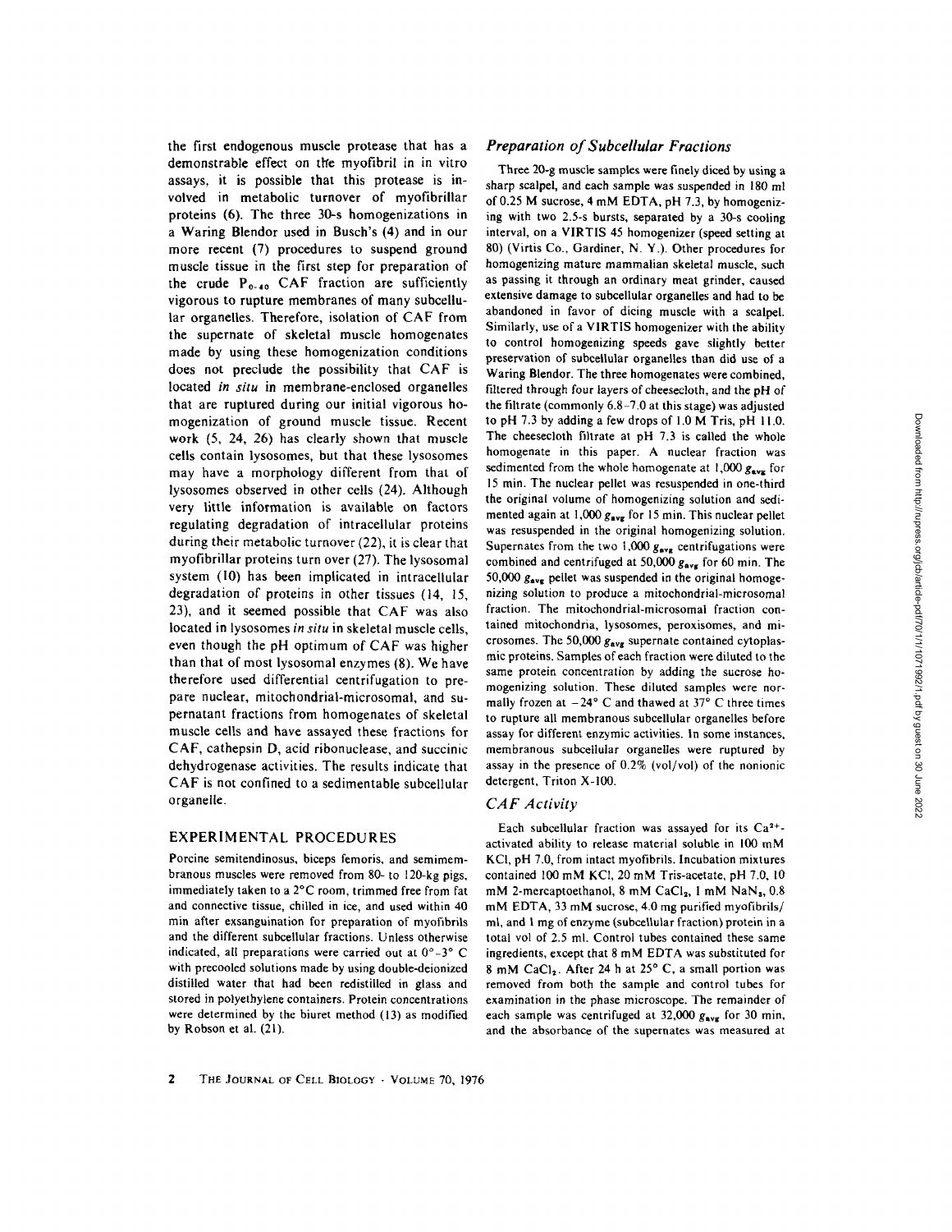the first endogenous muscle protease that has a demonstrable effect on the myofibril in in vitro assays, it is possible that this protease is involved in metabolic turnover of myofibrillar proteins (6). The three 30-s homogenizations in a Waring Blendor used in Busch's (4) and in our more recent (7) procedures to suspend ground muscle tissue in the first step for preparation of the crude $P_{0-40}$ CAF fraction are sufficiently vigorous to rupture membranes of many subcellular organelles. Therefore, isolation of CAF from the supernate of skeletal muscle homogenates made by using these homogenization conditions does not preclude the possibility that CAF is located *in situ* in membrane-enclosed organelles that are ruptured during our initial vigorous homogenization of ground muscle tissue. Recent work (5, 24, 26) has clearly shown that muscle cells contain lysosomes, but that these lysosomes may have a morphology different from that of lysosomes observed in other cells (24). Although very little information is available on factors regulating degradation of intracellular proteins during their metabolic turnover (22), it is clear that myofibrillar proteins turn over (27). The lysosomal system (10) has been implicated in intracellular degradation of proteins in other tissues (14, 15, 23), and it seemed possible that CAF was also located in lysosomes *in situ* in skeletal muscle cells, even though the pH optimum of CAF was higher than that of most lysosomal enzymes (8). We have therefore used differential centrifugation to prepare nuclear, mitochondrial-microsomal, and supernatant fractions from homogenates of skeletal muscle cells and have assayed these fractions for CAF, cathepsin D, acid ribonuclease, and succinic dehydrogenase activities. The results indicate that CAF is not confined to a sedimentable subcellular organelle.

## EXPERIMENTAL PROCEDURES

Porcine semitendinosus, biceps femoris, and semimembranous muscles were removed from 80- to 120-kg pigs, immediately taken to a 2°C room, trimmed free from fat and connective tissue, chilled in ice, and used within 40 min after exsanguination for preparation of myofibrils and the different subcellular fractions. Unless otherwise indicated, all preparations were carried out at 0°–3° C with precooled solutions made by using double-deionized distilled water that had been redistilled in glass and stored in polyethylene containers. Protein concentrations were determined by the biuret method (13) as modified by Robson et al. (21).

### *Preparation of Subcellular Fractions*

Three 20-g muscle samples were finely diced by using a sharp scalpel, and each sample was suspended in 180 ml of 0.25 M sucrose, 4 mM EDTA, pH 7.3, by homogenizing with two 2.5-s bursts, separated by a 30-s cooling interval, on a VIRTIS 45 homogenizer (speed setting at 80) (Virtis Co., Gardiner, N. Y.). Other procedures for homogenizing mature mammalian skeletal muscle, such as passing it through an ordinary meat grinder, caused extensive damage to subcellular organelles and had to be abandoned in favor of dicing muscle with a scalpel. Similarly, use of a VIRTIS homogenizer with the ability to control homogenizing speeds gave slightly better preservation of subcellular organelles than did use of a Waring Blendor. The three homogenates were combined, filtered through four layers of cheesecloth, and the pH of the filtrate (commonly 6.8–7.0 at this stage) was adjusted to pH 7.3 by adding a few drops of 1.0 M Tris, pH 11.0. The cheesecloth filtrate at pH 7.3 is called the whole homogenate in this paper. A nuclear fraction was sedimented from the whole homogenate at 1,000 $g_{avg}$ for 15 min. The nuclear pellet was resuspended in one-third the original volume of homogenizing solution and sedimented again at 1,000 $g_{avg}$ for 15 min. This nuclear pellet was resuspended in the original homogenizing solution. Supernates from the two 1,000 $g_{avg}$ centrifugations were combined and centrifuged at 50,000 $g_{avg}$ for 60 min. The 50,000 $g_{avg}$ pellet was suspended in the original homogenizing solution to produce a mitochondrial-microsomal fraction. The mitochondrial-microsomal fraction contained mitochondria, lysosomes, peroxisomes, and microsomes. The 50,000 $g_{avg}$ supernate contained cytoplasmic proteins. Samples of each fraction were diluted to the same protein concentration by adding the sucrose homogenizing solution. These diluted samples were normally frozen at −24° C and thawed at 37° C three times to rupture all membranous subcellular organelles before assay for different enzymic activities. In some instances, membranous subcellular organelles were ruptured by assay in the presence of 0.2% (vol/vol) of the nonionic detergent, Triton X-100.

### *CAF Activity*

Each subcellular fraction was assayed for its $Ca^{2+}$-activated ability to release material soluble in 100 mM KCl, pH 7.0, from intact myofibrils. Incubation mixtures contained 100 mM KCl, 20 mM Tris-acetate, pH 7.0, 10 mM 2-mercaptoethanol, 8 mM $CaCl_2$, 1 mM $NaN_3$, 0.8 mM EDTA, 33 mM sucrose, 4.0 mg purified myofibrils/ml, and 1 mg of enzyme (subcellular fraction) protein in a total vol of 2.5 ml. Control tubes contained these same ingredients, except that 8 mM EDTA was substituted for 8 mM $CaCl_2$. After 24 h at 25° C, a small portion was removed from both the sample and control tubes for examination in the phase microscope. The remainder of each sample was centrifuged at 32,000 $g_{avg}$ for 30 min, and the absorbance of the supernates was measured at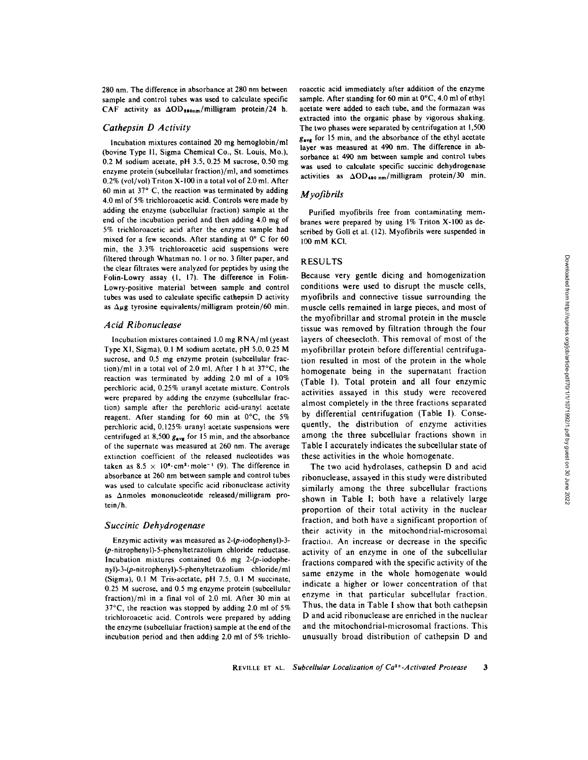280 nm. The difference in absorbance at 280 nm between sample and control tubes was used to calculate specific CAF activity as $\Delta OD_{280nm}$/milligram protein/24 h.

### *Cathepsin D Activity*

Incubation mixtures contained 20 mg hemoglobin/ml (bovine Type II, Sigma Chemical Co., St. Louis, Mo.), 0.2 M sodium acetate, pH 3.5, 0.25 M sucrose, 0.50 mg enzyme protein (subcellular fraction)/ml, and sometimes 0.2% (vol/vol) Triton X-100 in a total vol of 2.0 ml. After 60 min at 37° C, the reaction was terminated by adding 4.0 ml of 5% trichloroacetic acid. Controls were made by adding the enzyme (subcellular fraction) sample at the end of the incubation period and then adding 4.0 mg of 5% trichloroacetic acid after the enzyme sample had mixed for a few seconds. After standing at 0° C for 60 min, the 3.3% trichloroacetic acid suspensions were filtered through Whatman no. 1 or no. 3 filter paper, and the clear filtrates were analyzed for peptides by using the Folin-Lowry assay (1, 17). The difference in Folin-Lowry-positive material between sample and control tubes was used to calculate specific cathepsin D activity as $\Delta\mu$g tyrosine equivalents/milligram protein/60 min.

### *Acid Ribonuclease*

Incubation mixtures contained 1.0 mg RNA/ml (yeast Type XI, Sigma), 0.1 M sodium acetate, pH 5.0, 0.25 M sucrose, and 0.5 mg enzyme protein (subcellular fraction)/ml in a total vol of 2.0 ml. After 1 h at 37°C, the reaction was terminated by adding 2.0 ml of a 10% perchloric acid, 0.25% uranyl acetate mixture. Controls were prepared by adding the enzyme (subcellular fraction) sample after the perchloric acid-uranyl acetate reagent. After standing for 60 min at 0°C, the 5% perchloric acid, 0.125% uranyl acetate suspensions were centrifuged at 8,500 $g_{avg}$ for 15 min, and the absorbance of the supernate was measured at 260 nm. The average extinction coefficient of the released nucleotides was taken as $8.5 \times 10^{6} \cdot cm^{2} \cdot mole^{-1}$ (9). The difference in absorbance at 260 nm between sample and control tubes was used to calculate specific acid ribonuclease activity as $\Delta$nmoles mononucleotide released/milligram protein/h.

### *Succinic Dehydrogenase*

Enzymic activity was measured as 2-(*p*-iodophenyl)-3-(*p*-nitrophenyl)-5-phenyltetrazolium chloride reductase. Incubation mixtures contained 0.6 mg 2-(*p*-iodophenyl)-3-(*p*-nitrophenyl)-5-phenyltetrazolium chloride/ml (Sigma), 0.1 M Tris-acetate, pH 7.5, 0.1 M succinate, 0.25 M sucrose, and 0.5 mg enzyme protein (subcellular fraction)/ml in a final vol of 2.0 ml. After 30 min at 37°C, the reaction was stopped by adding 2.0 ml of 5% trichloroacetic acid. Controls were prepared by adding the enzyme (subcellular fraction) sample at the end of the incubation period and then adding 2.0 ml of 5% trichloroacetic acid immediately after addition of the enzyme sample. After standing for 60 min at 0°C, 4.0 ml of ethyl acetate were added to each tube, and the formazan was extracted into the organic phase by vigorous shaking. The two phases were separated by centrifugation at 1,500 $g_{avg}$ for 15 min, and the absorbance of the ethyl acetate layer was measured at 490 nm. The difference in absorbance at 490 nm between sample and control tubes was used to calculate specific succinic dehydrogenase activities as $\Delta OD_{490nm}$/milligram protein/30 min.

### *Myofibrils*

Purified myofibrils free from contaminating membranes were prepared by using 1% Triton X-100 as described by Goll et al. (12). Myofibrils were suspended in 100 mM KCl.

## RESULTS

Because very gentle dicing and homogenization conditions were used to disrupt the muscle cells, myofibrils and connective tissue surrounding the muscle cells remained in large pieces, and most of the myofibrillar and stromal protein in the muscle tissue was removed by filtration through the four layers of cheesecloth. This removal of most of the myofibrillar protein before differential centrifugation resulted in most of the protein in the whole homogenate being in the supernatant fraction (Table I). Total protein and all four enzymic activities assayed in this study were recovered almost completely in the three fractions separated by differential centrifugation (Table I). Consequently, the distribution of enzyme activities among the three subcellular fractions shown in Table I accurately indicates the subcellular state of these activities in the whole homogenate.

The two acid hydrolases, cathepsin D and acid ribonuclease, assayed in this study were distributed similarly among the three subcellular fractions shown in Table I; both have a relatively large proportion of their total activity in the nuclear fraction, and both have a significant proportion of their activity in the mitochondrial-microsomal fraction. An increase or decrease in the specific activity of an enzyme in one of the subcellular fractions compared with the specific activity of the same enzyme in the whole homogenate would indicate a higher or lower concentration of that enzyme in that particular subcellular fraction. Thus, the data in Table I show that both cathepsin D and acid ribonuclease are enriched in the nuclear and the mitochondrial-microsomal fractions. This unusually broad distribution of cathepsin D and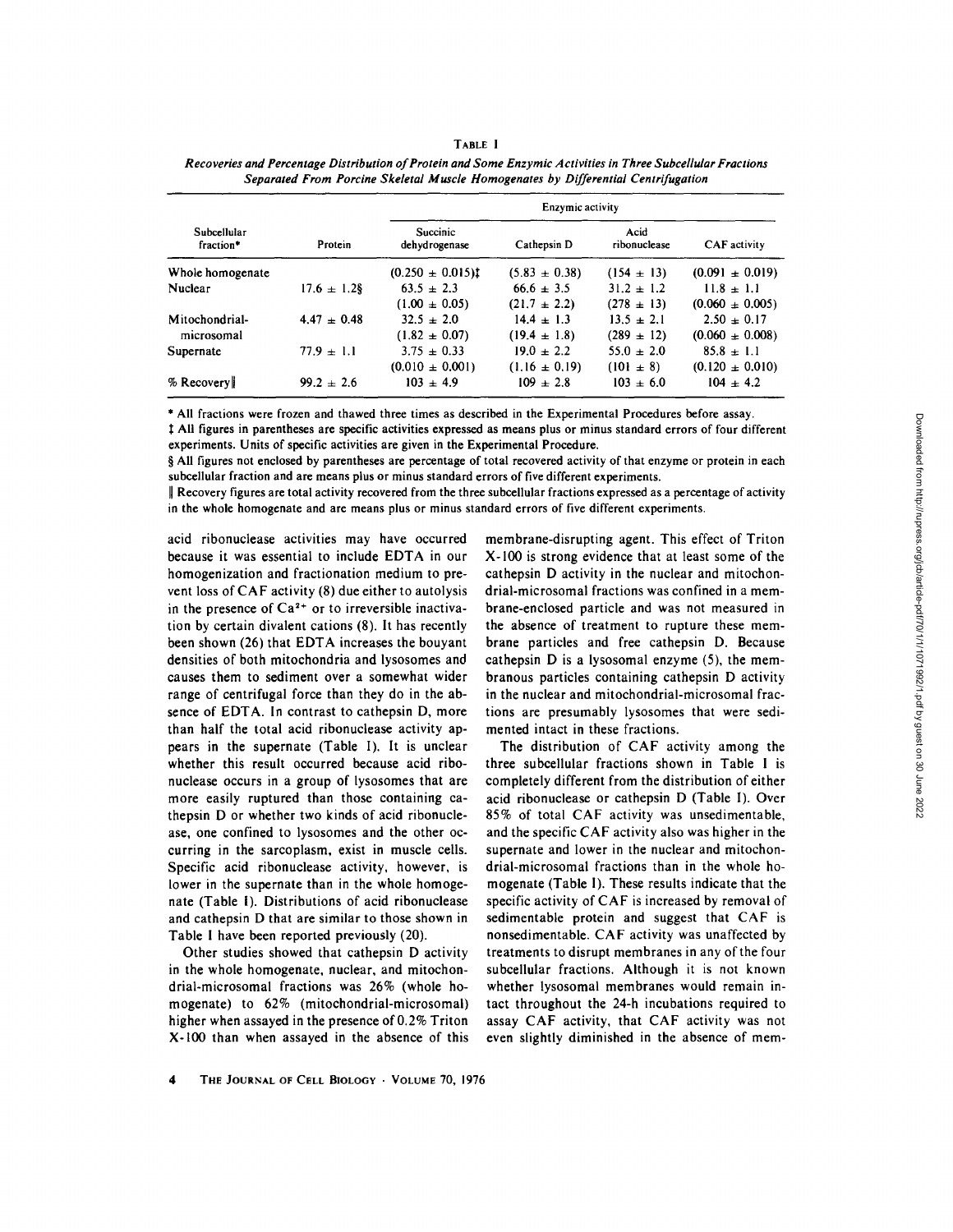TABLE I

*Recoveries and Percentage Distribution of Protein and Some Enzymic Activities in Three Subcellular Fractions Separated From Porcine Skeletal Muscle Homogenates by Differential Centrifugation*

| Subcellular fraction* | Protein | Enzymic activity | | | |
|---|---|---|---|---|---|
| | | Succinic dehydrogenase | Cathepsin D | Acid ribonuclease | CAF activity |
| Whole homogenate | | (0.250 ± 0.015)‡ | (5.83 ± 0.38) | (154 ± 13) | (0.091 ± 0.019) |
| Nuclear | 17.6 ± 1.2§ | 63.5 ± 2.3 | 66.6 ± 3.5 | 31.2 ± 1.2 | 11.8 ± 1.1 |
| | | (1.00 ± 0.05) | (21.7 ± 2.2) | (278 ± 13) | (0.060 ± 0.005) |
| Mitochondrial-microsomal | 4.47 ± 0.48 | 32.5 ± 2.0 | 14.4 ± 1.3 | 13.5 ± 2.1 | 2.50 ± 0.17 |
| | | (1.82 ± 0.07) | (19.4 ± 1.8) | (289 ± 12) | (0.060 ± 0.008) |
| Supernate | 77.9 ± 1.1 | 3.75 ± 0.33 | 19.0 ± 2.2 | 55.0 ± 2.0 | 85.8 ± 1.1 |
| | | (0.010 ± 0.001) | (1.16 ± 0.19) | (101 ± 8) | (0.120 ± 0.010) |
| % Recovery‖ | 99.2 ± 2.6 | 103 ± 4.9 | 109 ± 2.8 | 103 ± 6.0 | 104 ± 4.2 |

\* All fractions were frozen and thawed three times as described in the Experimental Procedures before assay.

‡ All figures in parentheses are specific activities expressed as means plus or minus standard errors of four different experiments. Units of specific activities are given in the Experimental Procedure.

§ All figures not enclosed by parentheses are percentage of total recovered activity of that enzyme or protein in each subcellular fraction and are means plus or minus standard errors of five different experiments.

‖ Recovery figures are total activity recovered from the three subcellular fractions expressed as a percentage of activity in the whole homogenate and are means plus or minus standard errors of five different experiments.

acid ribonuclease activities may have occurred because it was essential to include EDTA in our homogenization and fractionation medium to prevent loss of CAF activity (8) due either to autolysis in the presence of $Ca^{2+}$ or to irreversible inactivation by certain divalent cations (8). It has recently been shown (26) that EDTA increases the bouyant densities of both mitochondria and lysosomes and causes them to sediment over a somewhat wider range of centrifugal force than they do in the absence of EDTA. In contrast to cathepsin D, more than half the total acid ribonuclease activity appears in the supernate (Table I). It is unclear whether this result occurred because acid ribonuclease occurs in a group of lysosomes that are more easily ruptured than those containing cathepsin D or whether two kinds of acid ribonuclease, one confined to lysosomes and the other occurring in the sarcoplasm, exist in muscle cells. Specific acid ribonuclease activity, however, is lower in the supernate than in the whole homogenate (Table I). Distributions of acid ribonuclease and cathepsin D that are similar to those shown in Table I have been reported previously (20).

Other studies showed that cathepsin D activity in the whole homogenate, nuclear, and mitochondrial-microsomal fractions was 26% (whole homogenate) to 62% (mitochondrial-microsomal) higher when assayed in the presence of 0.2% Triton X-100 than when assayed in the absence of this membrane-disrupting agent. This effect of Triton X-100 is strong evidence that at least some of the cathepsin D activity in the nuclear and mitochondrial-microsomal fractions was confined in a membrane-enclosed particle and was not measured in the absence of treatment to rupture these membrane particles and free cathepsin D. Because cathepsin D is a lysosomal enzyme (5), the membranous particles containing cathepsin D activity in the nuclear and mitochondrial-microsomal fractions are presumably lysosomes that were sedimented intact in these fractions.

The distribution of CAF activity among the three subcellular fractions shown in Table I is completely different from the distribution of either acid ribonuclease or cathepsin D (Table I). Over 85% of total CAF activity was unsedimentable, and the specific CAF activity also was higher in the supernate and lower in the nuclear and mitochondrial-microsomal fractions than in the whole homogenate (Table I). These results indicate that the specific activity of CAF is increased by removal of sedimentable protein and suggest that CAF is nonsedimentable. CAF activity was unaffected by treatments to disrupt membranes in any of the four subcellular fractions. Although it is not known whether lysosomal membranes would remain intact throughout the 24-h incubations required to assay CAF activity, that CAF activity was not even slightly diminished in the absence of mem-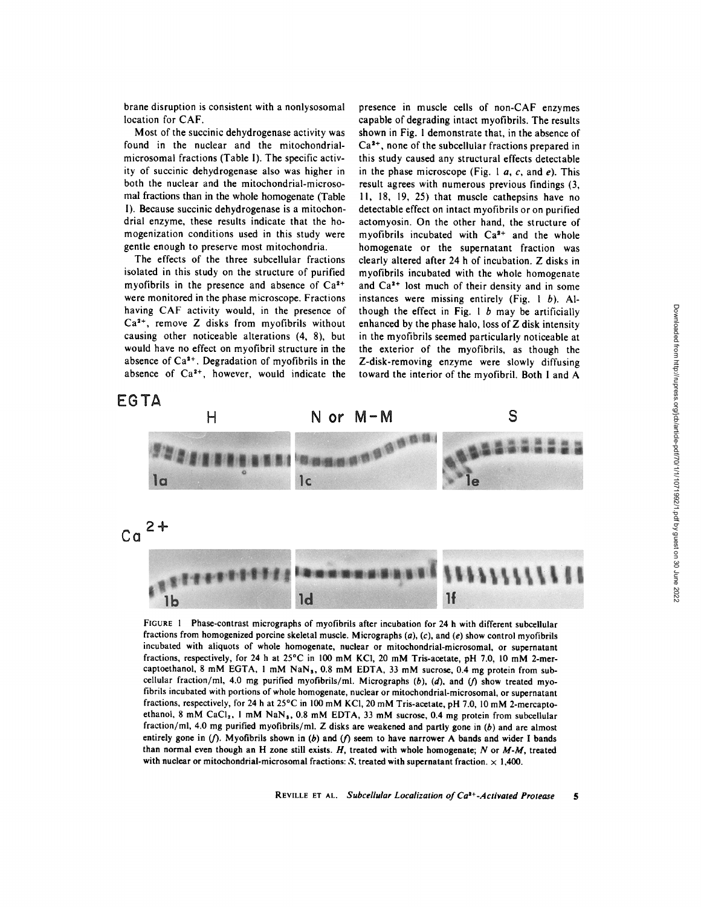brane disruption is consistent with a nonlysosomal location for CAF.

Most of the succinic dehydrogenase activity was found in the nuclear and the mitochondrial-microsomal fractions (Table I). The specific activity of succinic dehydrogenase also was higher in both the nuclear and the mitochondrial-microsomal fractions than in the whole homogenate (Table I). Because succinic dehydrogenase is a mitochondrial enzyme, these results indicate that the homogenization conditions used in this study were gentle enough to preserve most mitochondria.

The effects of the three subcellular fractions isolated in this study on the structure of purified myofibrils in the presence and absence of $Ca^{2+}$ were monitored in the phase microscope. Fractions having CAF activity would, in the presence of $Ca^{2+}$, remove Z disks from myofibrils without causing other noticeable alterations (4, 8), but would have no effect on myofibril structure in the absence of $Ca^{2+}$. Degradation of myofibrils in the absence of $Ca^{2+}$, however, would indicate the presence in muscle cells of non-CAF enzymes capable of degrading intact myofibrils. The results shown in Fig. 1 demonstrate that, in the absence of $Ca^{2+}$, none of the subcellular fractions prepared in this study caused any structural effects detectable in the phase microscope (Fig. 1 *a*, *c*, and *e*). This result agrees with numerous previous findings (3, 11, 18, 19, 25) that muscle cathepsins have no detectable effect on intact myofibrils or on purified actomyosin. On the other hand, the structure of myofibrils incubated with $Ca^{2+}$ and the whole homogenate or the supernatant fraction was clearly altered after 24 h of incubation. Z disks in myofibrils incubated with the whole homogenate and $Ca^{2+}$ lost much of their density and in some instances were missing entirely (Fig. 1 *b*). Although the effect in Fig. 1 *b* may be artificially enhanced by the phase halo, loss of Z disk intensity in the myofibrils seemed particularly noticeable at the exterior of the myofibrils, as though the Z-disk-removing enzyme were slowly diffusing toward the interior of the myofibril. Both I and A

EGTA — H, N or M-M, S (1a, 1c, 1e)

$Ca^{2+}$ (1b, 1d, 1f)

FIGURE 1 Phase-contrast micrographs of myofibrils after incubation for 24 h with different subcellular fractions from homogenized porcine skeletal muscle. Micrographs (*a*), (*c*), and (*e*) show control myofibrils incubated with aliquots of whole homogenate, nuclear or mitochondrial-microsomal, or supernatant fractions, respectively, for 24 h at 25°C in 100 mM KCl, 20 mM Tris-acetate, pH 7.0, 10 mM 2-mercaptoethanol, 8 mM EGTA, 1 mM $NaN_3$, 0.8 mM EDTA, 33 mM sucrose, 0.4 mg protein from subcellular fraction/ml, 4.0 mg purified myofibrils/ml. Micrographs (*b*), (*d*), and (*f*) show treated myofibrils incubated with portions of whole homogenate, nuclear or mitochondrial-microsomal, or supernatant fractions, respectively, for 24 h at 25°C in 100 mM KCl, 20 mM Tris-acetate, pH 7.0, 10 mM 2-mercaptoethanol, 8 mM $CaCl_2$, 1 mM $NaN_3$, 0.8 mM EDTA, 33 mM sucrose, 0.4 mg protein from subcellular fraction/ml, 4.0 mg purified myofibrils/ml. Z disks are weakened and partly gone in (*b*) and are almost entirely gone in (*f*). Myofibrils shown in (*b*) and (*f*) seem to have narrower A bands and wider I bands than normal even though an H zone still exists. *H*, treated with whole homogenate; *N* or *M-M*, treated with nuclear or mitochondrial-microsomal fractions; *S*, treated with supernatant fraction. × 1,400.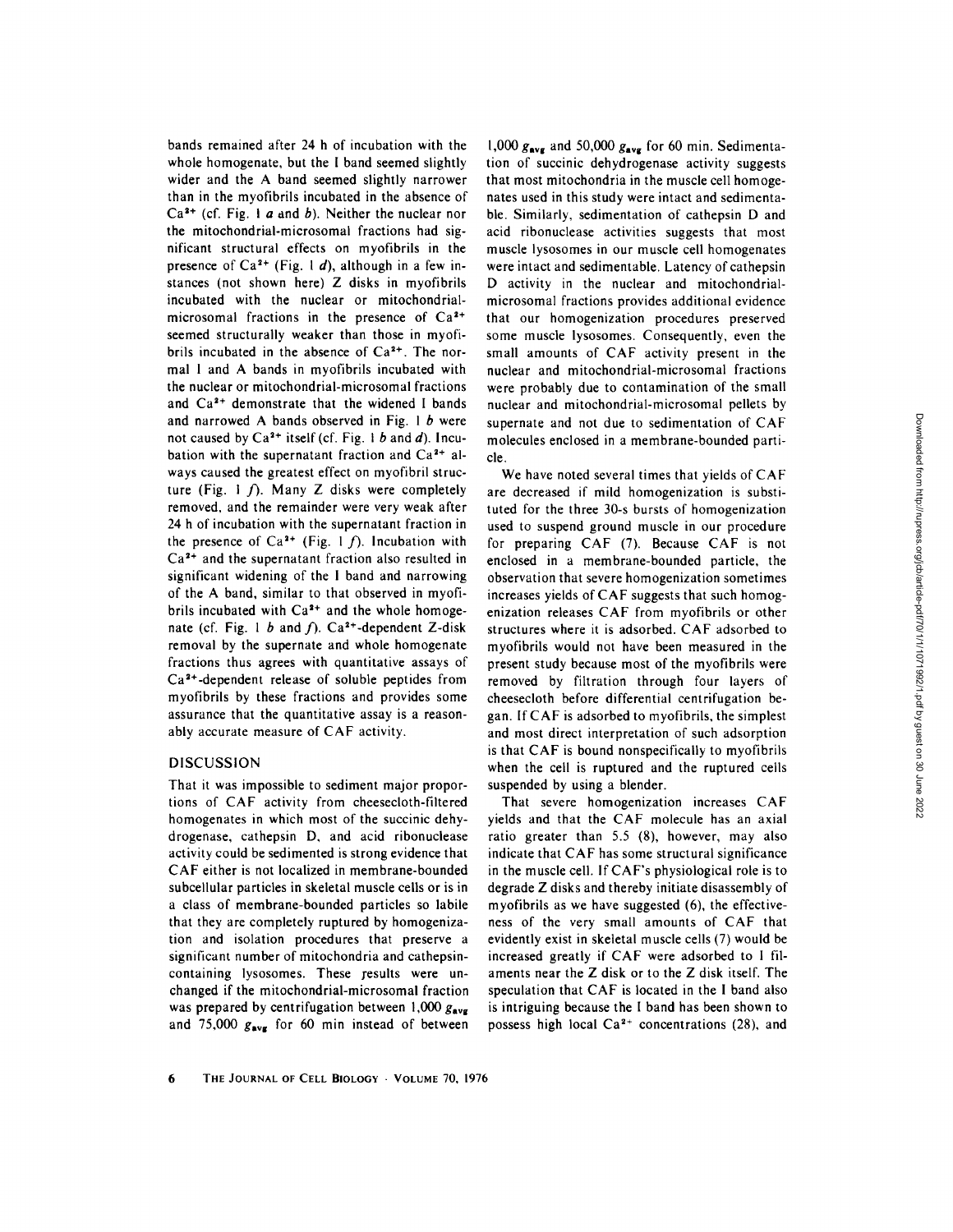bands remained after 24 h of incubation with the whole homogenate, but the I band seemed slightly wider and the A band seemed slightly narrower than in the myofibrils incubated in the absence of $Ca^{2+}$ (cf. Fig. 1 *a* and *b*). Neither the nuclear nor the mitochondrial-microsomal fractions had significant structural effects on myofibrils in the presence of $Ca^{2+}$ (Fig. 1 *d*), although in a few instances (not shown here) Z disks in myofibrils incubated with the nuclear or mitochondrial-microsomal fractions in the presence of $Ca^{2+}$ seemed structurally weaker than those in myofibrils incubated in the absence of $Ca^{2+}$. The normal I and A bands in myofibrils incubated with the nuclear or mitochondrial-microsomal fractions and $Ca^{2+}$ demonstrate that the widened I bands and narrowed A bands observed in Fig. 1 *b* were not caused by $Ca^{2+}$ itself (cf. Fig. 1 *b* and *d*). Incubation with the supernatant fraction and $Ca^{2+}$ always caused the greatest effect on myofibril structure (Fig. 1 *f*). Many Z disks were completely removed, and the remainder were very weak after 24 h of incubation with the supernatant fraction in the presence of $Ca^{2+}$ (Fig. 1 *f*). Incubation with $Ca^{2+}$ and the supernatant fraction also resulted in significant widening of the I band and narrowing of the A band, similar to that observed in myofibrils incubated with $Ca^{2+}$ and the whole homogenate (cf. Fig. 1 *b* and *f*). $Ca^{2+}$-dependent Z-disk removal by the supernate and whole homogenate fractions thus agrees with quantitative assays of $Ca^{2+}$-dependent release of soluble peptides from myofibrils by these fractions and provides some assurance that the quantitative assay is a reasonably accurate measure of CAF activity.

## DISCUSSION

That it was impossible to sediment major proportions of CAF activity from cheesecloth-filtered homogenates in which most of the succinic dehydrogenase, cathepsin D, and acid ribonuclease activity could be sedimented is strong evidence that CAF either is not localized in membrane-bounded subcellular particles in skeletal muscle cells or is in a class of membrane-bounded particles so labile that they are completely ruptured by homogenization and isolation procedures that preserve a significant number of mitochondria and cathepsin-containing lysosomes. These results were unchanged if the mitochondrial-microsomal fraction was prepared by centrifugation between 1,000 $g_{avg}$ and 75,000 $g_{avg}$ for 60 min instead of between 1,000 $g_{avg}$ and 50,000 $g_{avg}$ for 60 min. Sedimentation of succinic dehydrogenase activity suggests that most mitochondria in the muscle cell homogenates used in this study were intact and sedimentable. Similarly, sedimentation of cathepsin D and acid ribonuclease activities suggests that most muscle lysosomes in our muscle cell homogenates were intact and sedimentable. Latency of cathepsin D activity in the nuclear and mitochondrial-microsomal fractions provides additional evidence that our homogenization procedures preserved some muscle lysosomes. Consequently, even the small amounts of CAF activity present in the nuclear and mitochondrial-microsomal fractions were probably due to contamination of the small nuclear and mitochondrial-microsomal pellets by supernate and not due to sedimentation of CAF molecules enclosed in a membrane-bounded particle.

We have noted several times that yields of CAF are decreased if mild homogenization is substituted for the three 30-s bursts of homogenization used to suspend ground muscle in our procedure for preparing CAF (7). Because CAF is not enclosed in a membrane-bounded particle, the observation that severe homogenization sometimes increases yields of CAF suggests that such homogenization releases CAF from myofibrils or other structures where it is adsorbed. CAF adsorbed to myofibrils would not have been measured in the present study because most of the myofibrils were removed by filtration through four layers of cheesecloth before differential centrifugation began. If CAF is adsorbed to myofibrils, the simplest and most direct interpretation of such adsorption is that CAF is bound nonspecifically to myofibrils when the cell is ruptured and the ruptured cells suspended by using a blender.

That severe homogenization increases CAF yields and that the CAF molecule has an axial ratio greater than 5.5 (8), however, may also indicate that CAF has some structural significance in the muscle cell. If CAF's physiological role is to degrade Z disks and thereby initiate disassembly of myofibrils as we have suggested (6), the effectiveness of the very small amounts of CAF that evidently exist in skeletal muscle cells (7) would be increased greatly if CAF were adsorbed to I filaments near the Z disk or to the Z disk itself. The speculation that CAF is located in the I band also is intriguing because the I band has been shown to possess high local $Ca^{2+}$ concentrations (28), and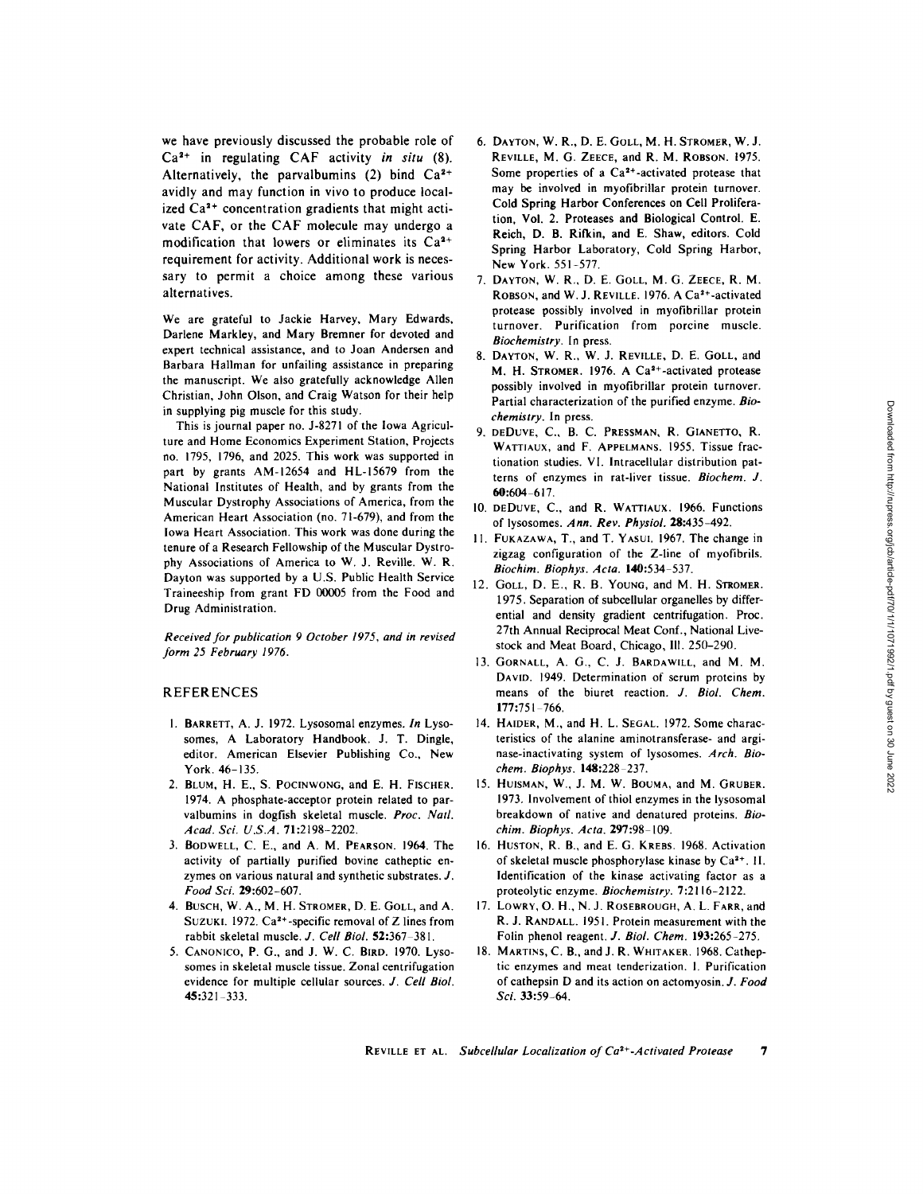we have previously discussed the probable role of $Ca^{2+}$ in regulating CAF activity *in situ* (8). Alternatively, the parvalbumins (2) bind $Ca^{2+}$ avidly and may function in vivo to produce localized $Ca^{2+}$ concentration gradients that might activate CAF, or the CAF molecule may undergo a modification that lowers or eliminates its $Ca^{2+}$ requirement for activity. Additional work is necessary to permit a choice among these various alternatives.

We are grateful to Jackie Harvey, Mary Edwards, Darlene Markley, and Mary Bremner for devoted and expert technical assistance, and to Joan Andersen and Barbara Hallman for unfailing assistance in preparing the manuscript. We also gratefully acknowledge Allen Christian, John Olson, and Craig Watson for their help in supplying pig muscle for this study.

This is journal paper no. J-8271 of the Iowa Agriculture and Home Economics Experiment Station, Projects no. 1795, 1796, and 2025. This work was supported in part by grants AM-12654 and HL-15679 from the National Institutes of Health, and by grants from the Muscular Dystrophy Associations of America, from the American Heart Association (no. 71-679), and from the Iowa Heart Association. This work was done during the tenure of a Research Fellowship of the Muscular Dystrophy Associations of America to W. J. Reville. W. R. Dayton was supported by a U.S. Public Health Service Traineeship from grant FD 00005 from the Food and Drug Administration.

*Received for publication 9 October 1975, and in revised form 25 February 1976.*

## REFERENCES

1. BARRETT, A. J. 1972. Lysosomal enzymes. *In* Lysosomes, A Laboratory Handbook. J. T. Dingle, editor. American Elsevier Publishing Co., New York. 46–135.
2. BLUM, H. E., S. POCINWONG, and E. H. FISCHER. 1974. A phosphate-acceptor protein related to parvalbumins in dogfish skeletal muscle. *Proc. Natl. Acad. Sci. U.S.A.* **71**:2198–2202.
3. BODWELL, C. E., and A. M. PEARSON. 1964. The activity of partially purified bovine catheptic enzymes on various natural and synthetic substrates. *J. Food Sci.* **29**:602–607.
4. BUSCH, W. A., M. H. STROMER, D. E. GOLL, and A. SUZUKI. 1972. $Ca^{2+}$-specific removal of Z lines from rabbit skeletal muscle. *J. Cell Biol.* **52**:367–381.
5. CANONICO, P. G., and J. W. C. BIRD. 1970. Lysosomes in skeletal muscle tissue. Zonal centrifugation evidence for multiple cellular sources. *J. Cell Biol.* **45**:321–333.
6. DAYTON, W. R., D. E. GOLL, M. H. STROMER, W. J. REVILLE, M. G. ZEECE, and R. M. ROBSON. 1975. Some properties of a $Ca^{2+}$-activated protease that may be involved in myofibrillar protein turnover. Cold Spring Harbor Conferences on Cell Proliferation, Vol. 2. Proteases and Biological Control. E. Reich, D. B. Rifkin, and E. Shaw, editors. Cold Spring Harbor Laboratory, Cold Spring Harbor, New York. 551–577.
7. DAYTON, W. R., D. E. GOLL, M. G. ZEECE, R. M. ROBSON, and W. J. REVILLE. 1976. A $Ca^{2+}$-activated protease possibly involved in myofibrillar protein turnover. Purification from porcine muscle. *Biochemistry*. In press.
8. DAYTON, W. R., W. J. REVILLE, D. E. GOLL, and M. H. STROMER. 1976. A $Ca^{2+}$-activated protease possibly involved in myofibrillar protein turnover. Partial characterization of the purified enzyme. *Biochemistry*. In press.
9. DEDUVE, C., B. C. PRESSMAN, R. GIANETTO, R. WATTIAUX, and F. APPELMANS. 1955. Tissue fractionation studies. VI. Intracellular distribution patterns of enzymes in rat-liver tissue. *Biochem. J.* **60**:604–617.
10. DEDUVE, C., and R. WATTIAUX. 1966. Functions of lysosomes. *Ann. Rev. Physiol.* **28**:435–492.
11. FUKAZAWA, T., and T. YASUI. 1967. The change in zigzag configuration of the Z-line of myofibrils. *Biochim. Biophys. Acta.* **140**:534–537.
12. GOLL, D. E., R. B. YOUNG, and M. H. STROMER. 1975. Separation of subcellular organelles by differential and density gradient centrifugation. Proc. 27th Annual Reciprocal Meat Conf., National Livestock and Meat Board, Chicago, Ill. 250–290.
13. GORNALL, A. G., C. J. BARDAWILL, and M. M. DAVID. 1949. Determination of serum proteins by means of the biuret reaction. *J. Biol. Chem.* **177**:751–766.
14. HAIDER, M., and H. L. SEGAL. 1972. Some characteristics of the alanine aminotransferase- and arginase-inactivating system of lysosomes. *Arch. Biochem. Biophys.* **148**:228–237.
15. HUISMAN, W., J. M. W. BOUMA, and M. GRUBER. 1973. Involvement of thiol enzymes in the lysosomal breakdown of native and denatured proteins. *Biochim. Biophys. Acta.* **297**:98–109.
16. HUSTON, R. B., and E. G. KREBS. 1968. Activation of skeletal muscle phosphorylase kinase by $Ca^{2+}$. II. Identification of the kinase activating factor as a proteolytic enzyme. *Biochemistry.* **7**:2116–2122.
17. LOWRY, O. H., N. J. ROSEBROUGH, A. L. FARR, and R. J. RANDALL. 1951. Protein measurement with the Folin phenol reagent. *J. Biol. Chem.* **193**:265–275.
18. MARTINS, C. B., and J. R. WHITAKER. 1968. Catheptic enzymes and meat tenderization. I. Purification of cathepsin D and its action on actomyosin. *J. Food Sci.* **33**:59–64.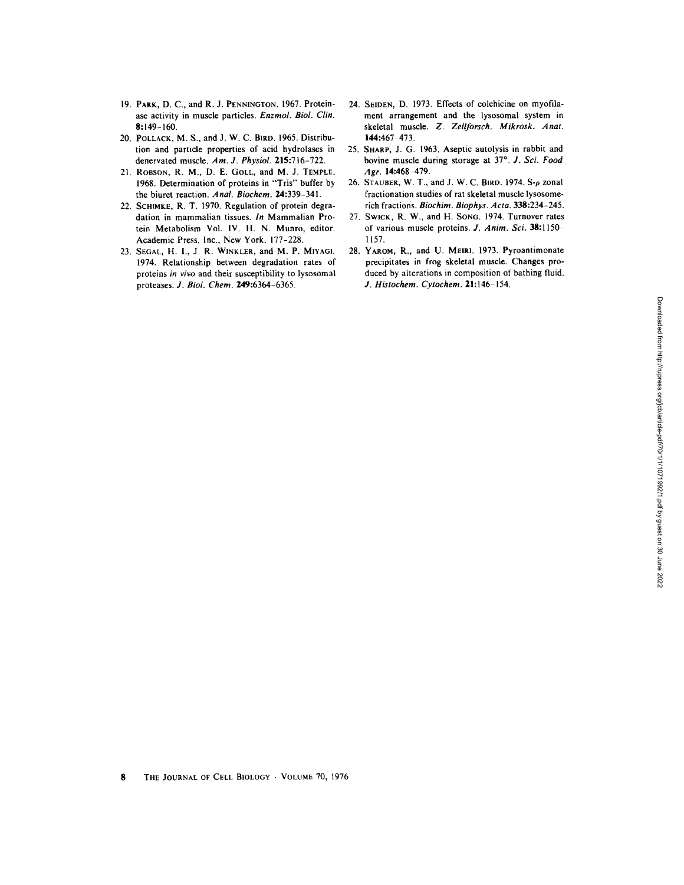19. Park, D. C., and R. J. Pennington. 1967. Proteinase activity in muscle particles. *Enzmol. Biol. Clin.* **8**:149–160.
20. Pollack, M. S., and J. W. C. Bird. 1965. Distribution and particle properties of acid hydrolases in denervated muscle. *Am. J. Physiol.* **215**:716–722.
21. Robson, R. M., D. E. Goll, and M. J. Temple. 1968. Determination of proteins in "Tris" buffer by the biuret reaction. *Anal. Biochem.* **24**:339–341.
22. Schimke, R. T. 1970. Regulation of protein degradation in mammalian tissues. *In* Mammalian Protein Metabolism Vol. IV. H. N. Munro, editor. Academic Press, Inc., New York. 177–228.
23. Segal, H. I., J. R. Winkler, and M. P. Miyagi. 1974. Relationship between degradation rates of proteins *in vivo* and their susceptibility to lysosomal proteases. *J. Biol. Chem.* **249**:6364–6365.
24. Seiden, D. 1973. Effects of colchicine on myofilament arrangement and the lysosomal system in skeletal muscle. *Z. Zellforsch. Mikrosk. Anat.* **144**:467–473.
25. Sharp, J. G. 1963. Aseptic autolysis in rabbit and bovine muscle during storage at 37°. *J. Sci. Food Agr.* **14**:468–479.
26. Stauber, W. T., and J. W. C. Bird. 1974. S-$\rho$ zonal fractionation studies of rat skeletal muscle lysosome-rich fractions. *Biochim. Biophys. Acta.* **338**:234–245.
27. Swick, R. W., and H. Song. 1974. Turnover rates of various muscle proteins. *J. Anim. Sci.* **38**:1150–1157.
28. Yarom, R., and U. Meiri. 1973. Pyroantimonate precipitates in frog skeletal muscle. Changes produced by alterations in composition of bathing fluid. *J. Histochem. Cytochem.* **21**:146–154.